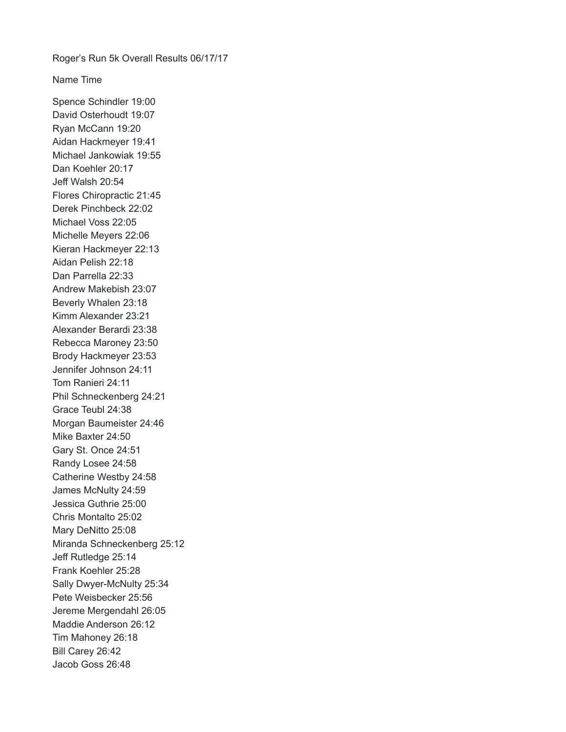Roger's Run 5k Overall Results 06/17/17

Name Time

Spence Schindler 19:00
David Osterhoudt 19:07
Ryan McCann 19:20
Aidan Hackmeyer 19:41
Michael Jankowiak 19:55
Dan Koehler 20:17
Jeff Walsh 20:54
Flores Chiropractic 21:45
Derek Pinchbeck 22:02
Michael Voss 22:05
Michelle Meyers 22:06
Kieran Hackmeyer 22:13
Aidan Pelish 22:18
Dan Parrella 22:33
Andrew Makebish 23:07
Beverly Whalen 23:18
Kimm Alexander 23:21
Alexander Berardi 23:38
Rebecca Maroney 23:50
Brody Hackmeyer 23:53
Jennifer Johnson 24:11
Tom Ranieri 24:11
Phil Schneckenberg 24:21
Grace Teubl 24:38
Morgan Baumeister 24:46
Mike Baxter 24:50
Gary St. Once 24:51
Randy Losee 24:58
Catherine Westby 24:58
James McNulty 24:59
Jessica Guthrie 25:00
Chris Montalto 25:02
Mary DeNitto 25:08
Miranda Schneckenberg 25:12
Jeff Rutledge 25:14
Frank Koehler 25:28
Sally Dwyer-McNulty 25:34
Pete Weisbecker 25:56
Jereme Mergendahl 26:05
Maddie Anderson 26:12
Tim Mahoney 26:18
Bill Carey 26:42
Jacob Goss 26:48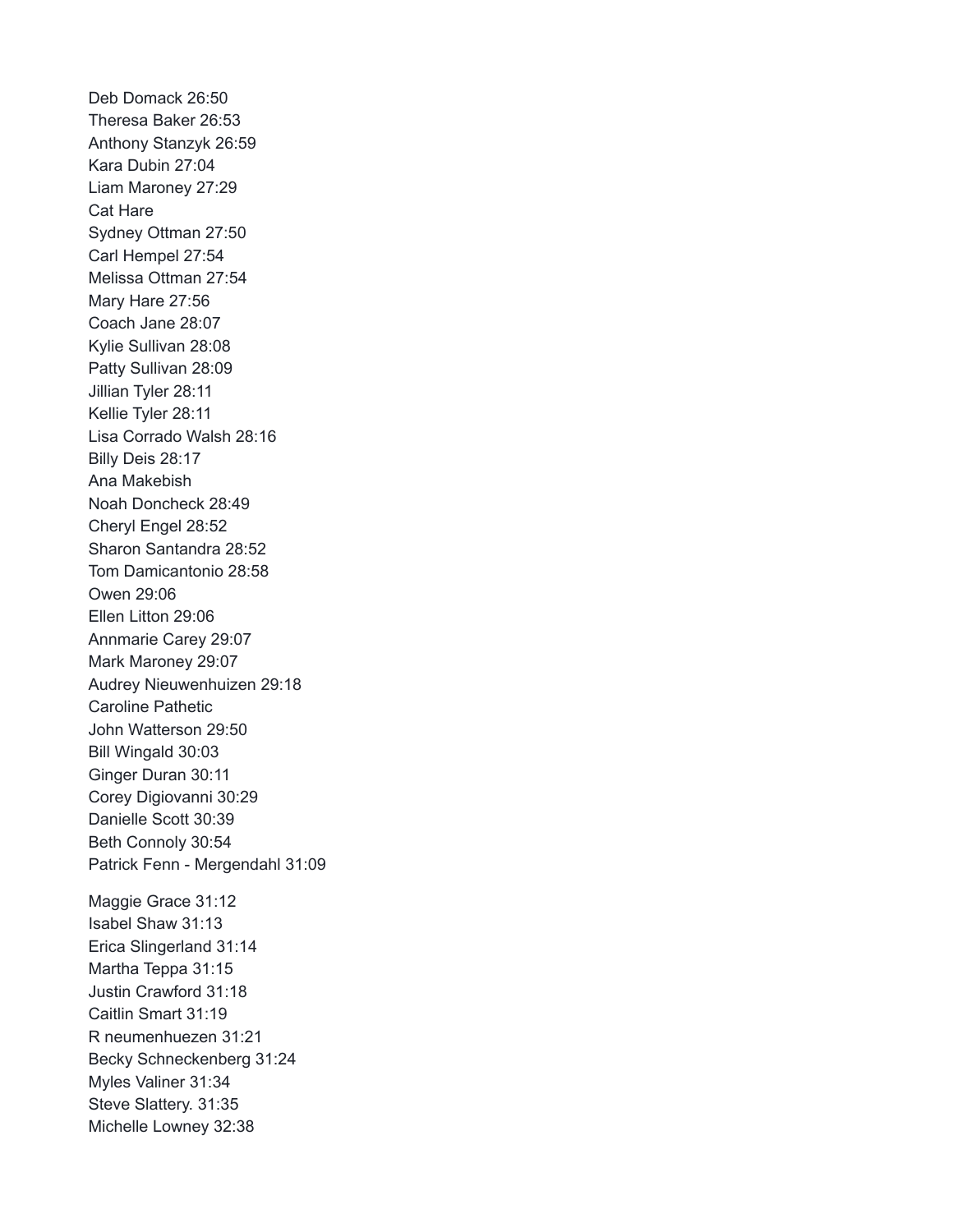Deb Domack 26:50
Theresa Baker 26:53
Anthony Stanzyk 26:59
Kara Dubin 27:04
Liam Maroney 27:29
Cat Hare
Sydney Ottman 27:50
Carl Hempel 27:54
Melissa Ottman 27:54
Mary Hare 27:56
Coach Jane 28:07
Kylie Sullivan 28:08
Patty Sullivan 28:09
Jillian Tyler 28:11
Kellie Tyler 28:11
Lisa Corrado Walsh 28:16
Billy Deis 28:17
Ana Makebish
Noah Doncheck 28:49
Cheryl Engel 28:52
Sharon Santandra 28:52
Tom Damicantonio 28:58
Owen 29:06
Ellen Litton 29:06
Annmarie Carey 29:07
Mark Maroney 29:07
Audrey Nieuwenhuizen 29:18
Caroline Pathetic
John Watterson 29:50
Bill Wingald 30:03
Ginger Duran 30:11
Corey Digiovanni 30:29
Danielle Scott 30:39
Beth Connoly 30:54
Patrick Fenn - Mergendahl 31:09

Maggie Grace 31:12
Isabel Shaw 31:13
Erica Slingerland 31:14
Martha Teppa 31:15
Justin Crawford 31:18
Caitlin Smart 31:19
R neumenhuezen 31:21
Becky Schneckenberg 31:24
Myles Valiner 31:34
Steve Slattery. 31:35
Michelle Lowney 32:38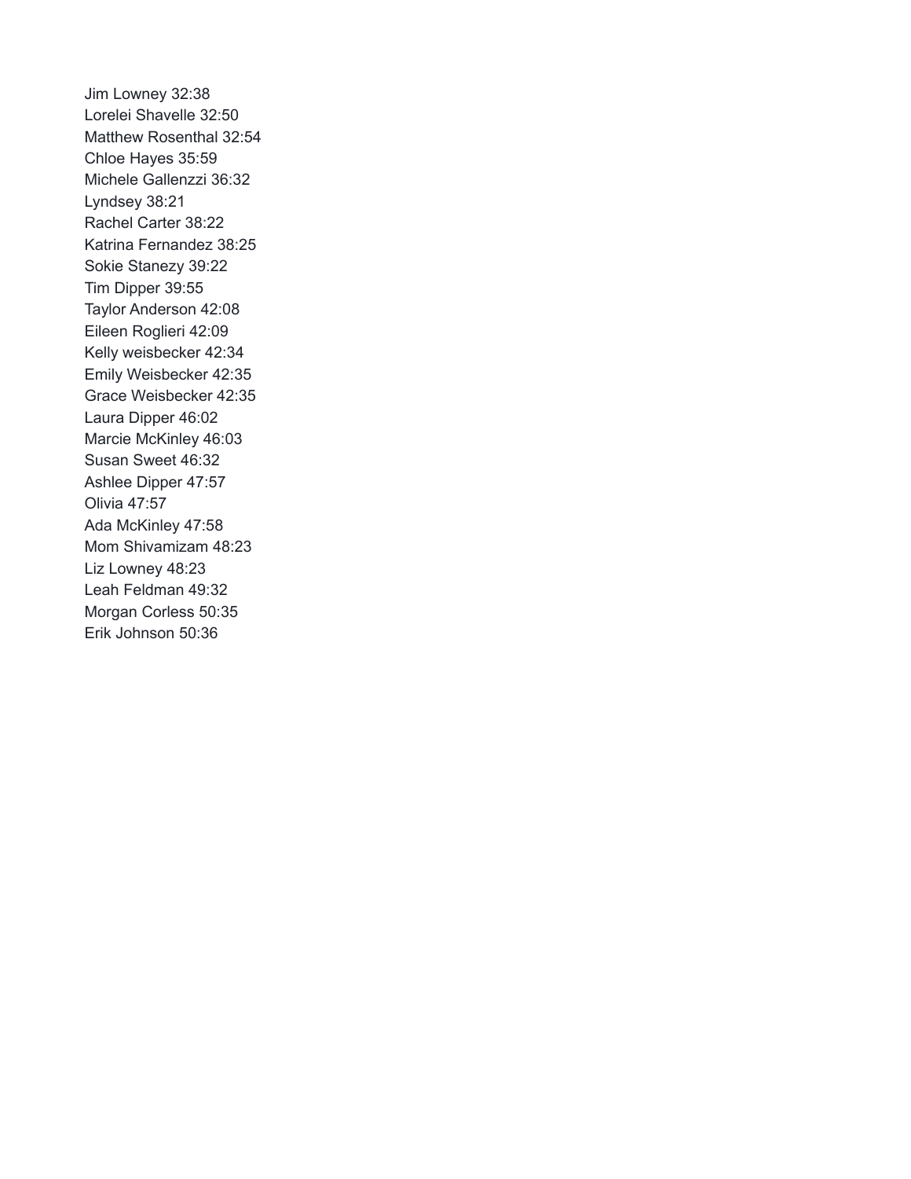Jim Lowney 32:38
Lorelei Shavelle 32:50
Matthew Rosenthal 32:54
Chloe Hayes 35:59
Michele Gallenzzi 36:32
Lyndsey 38:21
Rachel Carter 38:22
Katrina Fernandez 38:25
Sokie Stanezy 39:22
Tim Dipper 39:55
Taylor Anderson 42:08
Eileen Roglieri 42:09
Kelly weisbecker 42:34
Emily Weisbecker 42:35
Grace Weisbecker 42:35
Laura Dipper 46:02
Marcie McKinley 46:03
Susan Sweet 46:32
Ashlee Dipper 47:57
Olivia 47:57
Ada McKinley 47:58
Mom Shivamizam 48:23
Liz Lowney 48:23
Leah Feldman 49:32
Morgan Corless 50:35
Erik Johnson 50:36